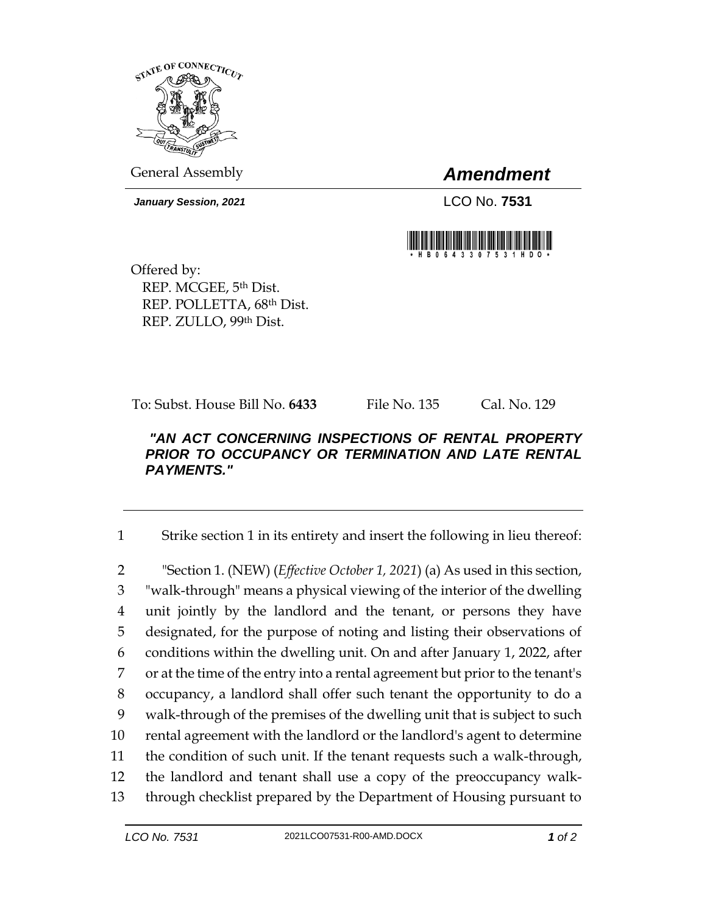General Assembly

# *Amendment*

***January Session, 2021***

LCO No. **7531**

Offered by:
REP. MCGEE, 5th Dist.
REP. POLLETTA, 68th Dist.
REP. ZULLO, 99th Dist.

To: Subst. House Bill No. **6433** File No. 135 Cal. No. 129

***"AN ACT CONCERNING INSPECTIONS OF RENTAL PROPERTY PRIOR TO OCCUPANCY OR TERMINATION AND LATE RENTAL PAYMENTS."***

---

1 Strike section 1 in its entirety and insert the following in lieu thereof:

2 "Section 1. (NEW) (*Effective October 1, 2021*) (a) As used in this section,
3 "walk-through" means a physical viewing of the interior of the dwelling
4 unit jointly by the landlord and the tenant, or persons they have
5 designated, for the purpose of noting and listing their observations of
6 conditions within the dwelling unit. On and after January 1, 2022, after
7 or at the time of the entry into a rental agreement but prior to the tenant's
8 occupancy, a landlord shall offer such tenant the opportunity to do a
9 walk-through of the premises of the dwelling unit that is subject to such
10 rental agreement with the landlord or the landlord's agent to determine
11 the condition of such unit. If the tenant requests such a walk-through,
12 the landlord and tenant shall use a copy of the preoccupancy walk-
13 through checklist prepared by the Department of Housing pursuant to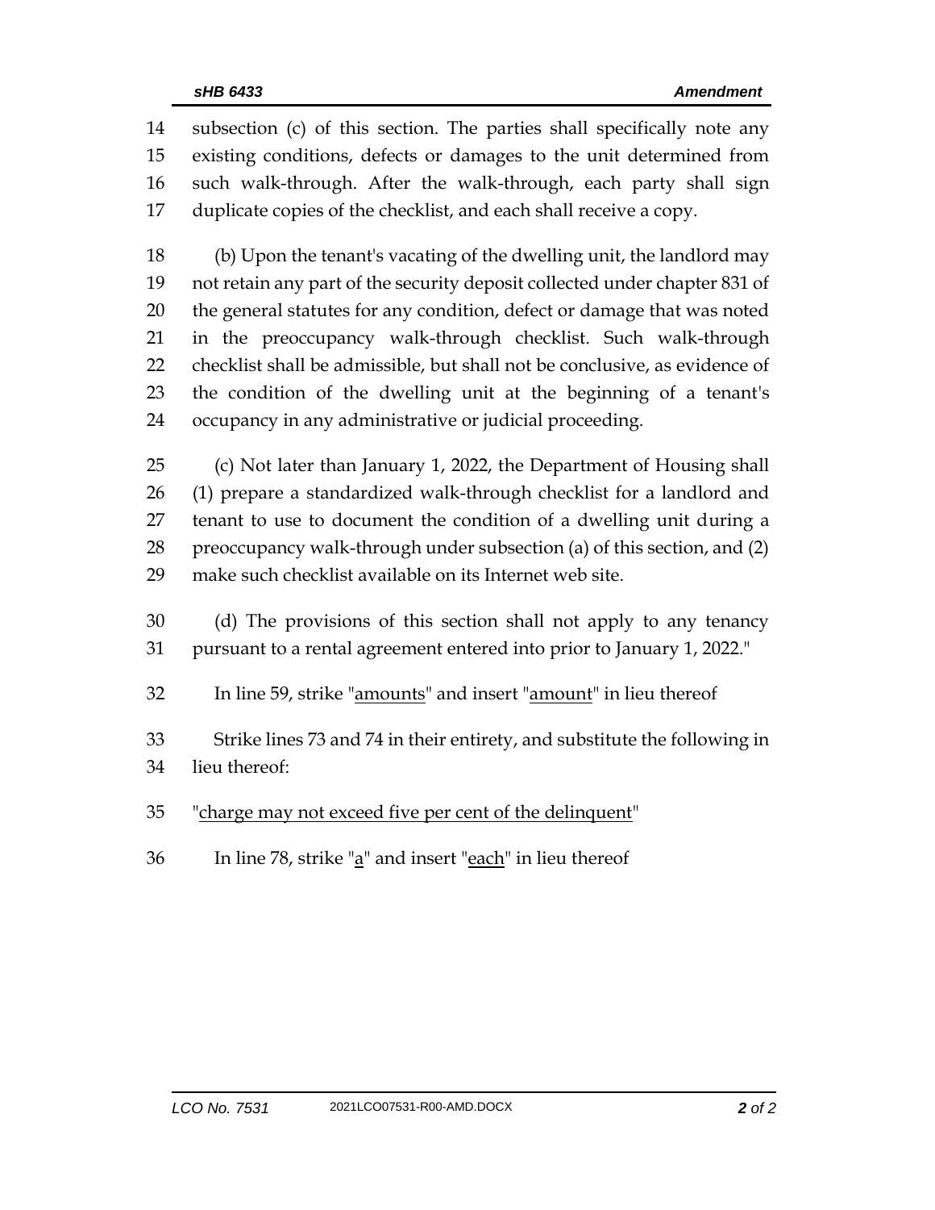subsection (c) of this section. The parties shall specifically note any existing conditions, defects or damages to the unit determined from such walk-through. After the walk-through, each party shall sign duplicate copies of the checklist, and each shall receive a copy.

(b) Upon the tenant's vacating of the dwelling unit, the landlord may not retain any part of the security deposit collected under chapter 831 of the general statutes for any condition, defect or damage that was noted in the preoccupancy walk-through checklist. Such walk-through checklist shall be admissible, but shall not be conclusive, as evidence of the condition of the dwelling unit at the beginning of a tenant's occupancy in any administrative or judicial proceeding.

(c) Not later than January 1, 2022, the Department of Housing shall (1) prepare a standardized walk-through checklist for a landlord and tenant to use to document the condition of a dwelling unit during a preoccupancy walk-through under subsection (a) of this section, and (2) make such checklist available on its Internet web site.

(d) The provisions of this section shall not apply to any tenancy pursuant to a rental agreement entered into prior to January 1, 2022."

In line 59, strike "amounts" and insert "amount" in lieu thereof

Strike lines 73 and 74 in their entirety, and substitute the following in lieu thereof:

"charge may not exceed five per cent of the delinquent"

In line 78, strike "a" and insert "each" in lieu thereof